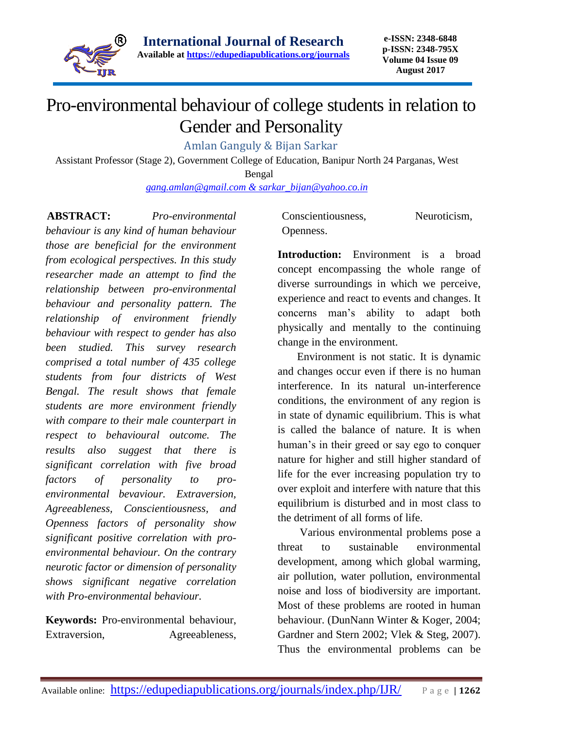// Page 1 of 7: Journal header and footer omitted as running content
# Pro-environmental behaviour of college students in relation to Gender and Personality

Amlan Ganguly & Bijan Sarkar

Assistant Professor (Stage 2), Government College of Education, Banipur North 24 Parganas, West Bengal

*gang.amlan@gmail.com & sarkar_bijan@yahoo.co.in*

**ABSTRACT:** *Pro-environmental behaviour is any kind of human behaviour those are beneficial for the environment from ecological perspectives. In this study researcher made an attempt to find the relationship between pro-environmental behaviour and personality pattern. The relationship of environment friendly behaviour with respect to gender has also been studied. This survey research comprised a total number of 435 college students from four districts of West Bengal. The result shows that female students are more environment friendly with compare to their male counterpart in respect to behavioural outcome. The results also suggest that there is significant correlation with five broad factors of personality to pro-environmental bevaviour. Extraversion, Agreeableness, Conscientiousness, and Openness factors of personality show significant positive correlation with pro-environmental behaviour. On the contrary neurotic factor or dimension of personality shows significant negative correlation with Pro-environmental behaviour.*

**Keywords:** Pro-environmental behaviour, Extraversion, Agreeableness, Conscientiousness, Neuroticism, Openness.

**Introduction:** Environment is a broad concept encompassing the whole range of diverse surroundings in which we perceive, experience and react to events and changes. It concerns man's ability to adapt both physically and mentally to the continuing change in the environment.

Environment is not static. It is dynamic and changes occur even if there is no human interference. In its natural un-interference conditions, the environment of any region is in state of dynamic equilibrium. This is what is called the balance of nature. It is when human's in their greed or say ego to conquer nature for higher and still higher standard of life for the ever increasing population try to over exploit and interfere with nature that this equilibrium is disturbed and in most class to the detriment of all forms of life.

Various environmental problems pose a threat to sustainable environmental development, among which global warming, air pollution, water pollution, environmental noise and loss of biodiversity are important. Most of these problems are rooted in human behaviour. (DunNann Winter & Koger, 2004; Gardner and Stern 2002; Vlek & Steg, 2007). Thus the environmental problems can be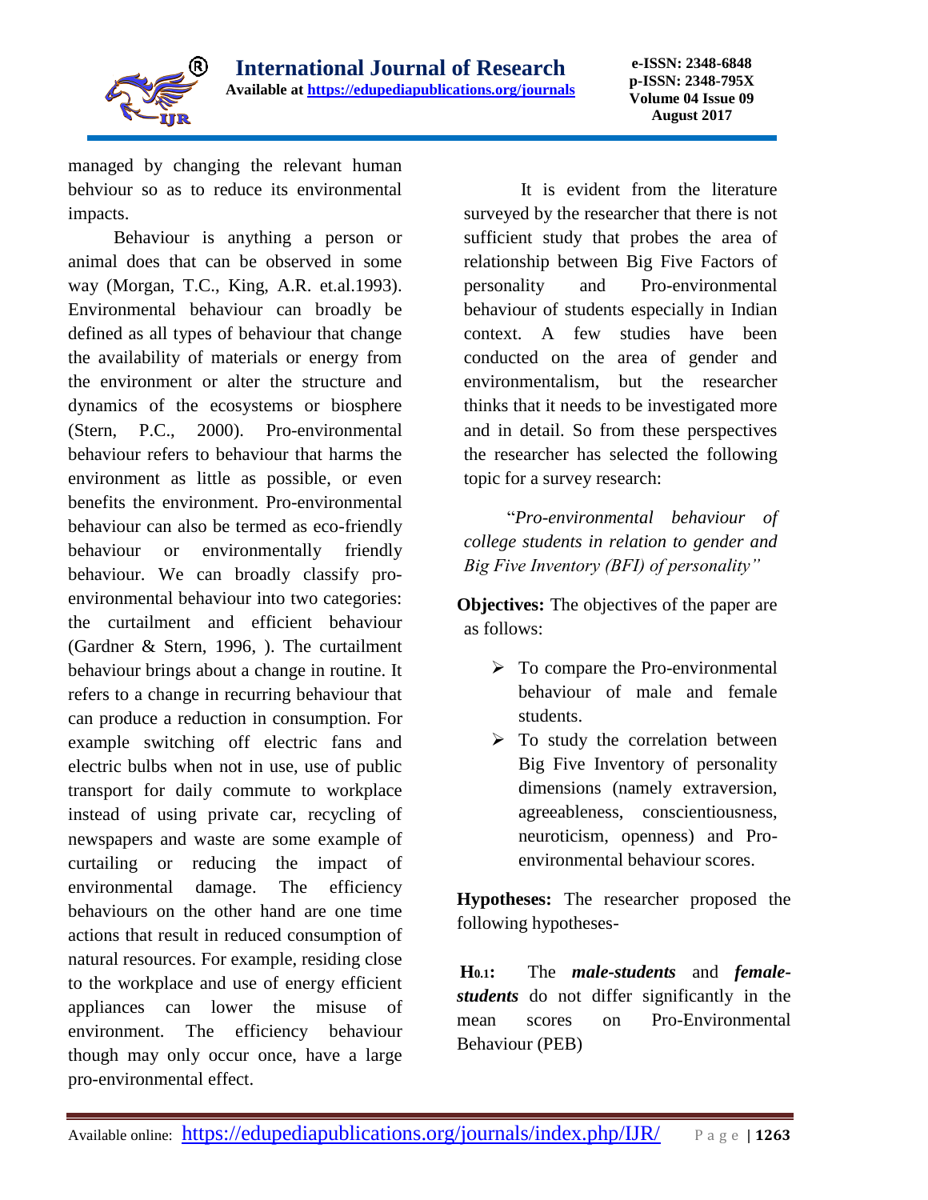managed by changing the relevant human behviour so as to reduce its environmental impacts.

Behaviour is anything a person or animal does that can be observed in some way (Morgan, T.C., King, A.R. et.al.1993). Environmental behaviour can broadly be defined as all types of behaviour that change the availability of materials or energy from the environment or alter the structure and dynamics of the ecosystems or biosphere (Stern, P.C., 2000). Pro-environmental behaviour refers to behaviour that harms the environment as little as possible, or even benefits the environment. Pro-environmental behaviour can also be termed as eco-friendly behaviour or environmentally friendly behaviour. We can broadly classify pro-environmental behaviour into two categories: the curtailment and efficient behaviour (Gardner & Stern, 1996, ). The curtailment behaviour brings about a change in routine. It refers to a change in recurring behaviour that can produce a reduction in consumption. For example switching off electric fans and electric bulbs when not in use, use of public transport for daily commute to workplace instead of using private car, recycling of newspapers and waste are some example of curtailing or reducing the impact of environmental damage. The efficiency behaviours on the other hand are one time actions that result in reduced consumption of natural resources. For example, residing close to the workplace and use of energy efficient appliances can lower the misuse of environment. The efficiency behaviour though may only occur once, have a large pro-environmental effect.

It is evident from the literature surveyed by the researcher that there is not sufficient study that probes the area of relationship between Big Five Factors of personality and Pro-environmental behaviour of students especially in Indian context. A few studies have been conducted on the area of gender and environmentalism, but the researcher thinks that it needs to be investigated more and in detail. So from these perspectives the researcher has selected the following topic for a survey research:

"*Pro-environmental behaviour of college students in relation to gender and Big Five Inventory (BFI) of personality*"

**Objectives:** The objectives of the paper are as follows:

- To compare the Pro-environmental behaviour of male and female students.
- To study the correlation between Big Five Inventory of personality dimensions (namely extraversion, agreeableness, conscientiousness, neuroticism, openness) and Pro-environmental behaviour scores.

**Hypotheses:** The researcher proposed the following hypotheses-

**$H_{0.1}$:** The ***male-students*** and ***female-students*** do not differ significantly in the mean scores on Pro-Environmental Behaviour (PEB)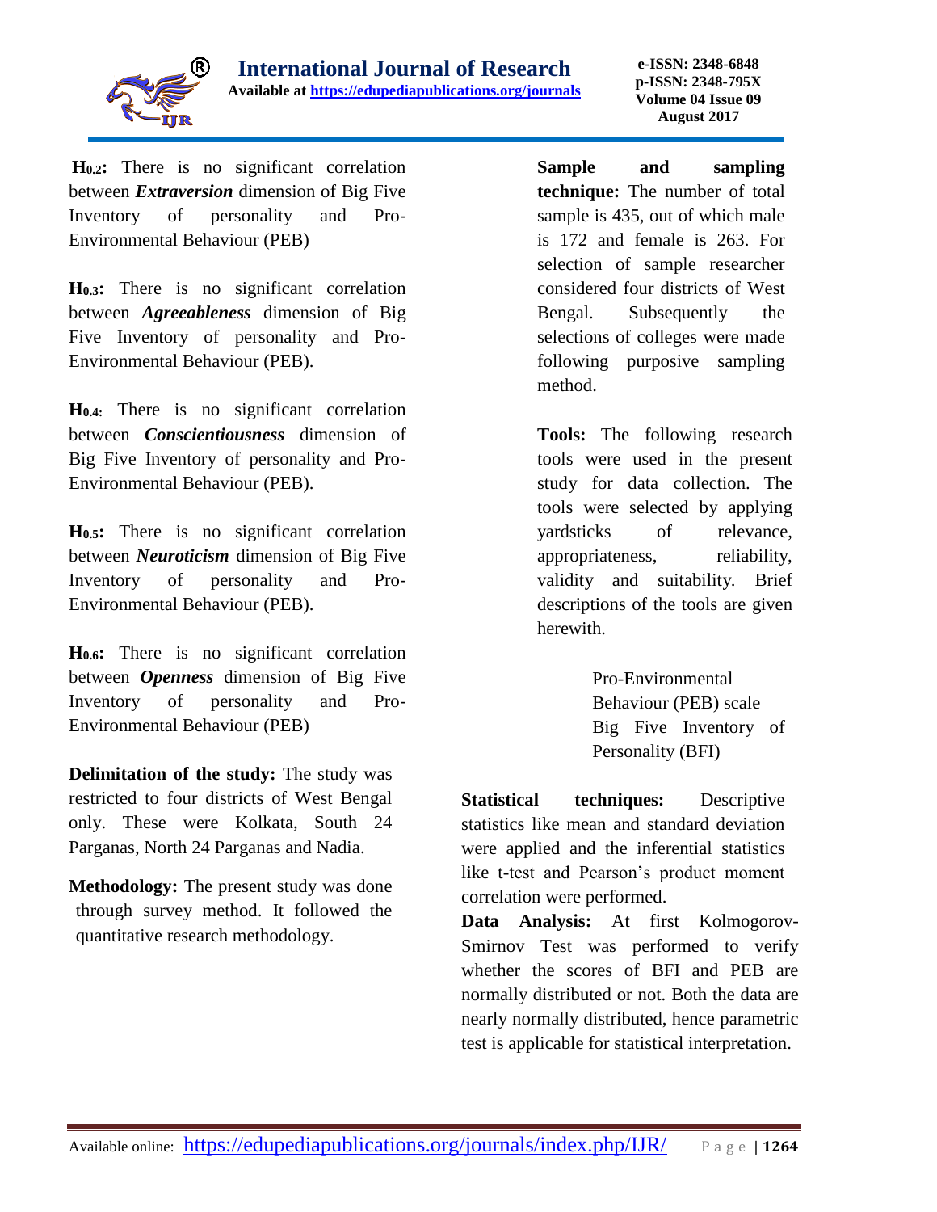**$H_{0.2}$:** There is no significant correlation between ***Extraversion*** dimension of Big Five Inventory of personality and Pro-Environmental Behaviour (PEB)

**$H_{0.3}$:** There is no significant correlation between ***Agreeableness*** dimension of Big Five Inventory of personality and Pro-Environmental Behaviour (PEB).

**$H_{0.4}$:** There is no significant correlation between ***Conscientiousness*** dimension of Big Five Inventory of personality and Pro-Environmental Behaviour (PEB).

**$H_{0.5}$:** There is no significant correlation between ***Neuroticism*** dimension of Big Five Inventory of personality and Pro-Environmental Behaviour (PEB).

**$H_{0.6}$:** There is no significant correlation between ***Openness*** dimension of Big Five Inventory of personality and Pro-Environmental Behaviour (PEB)

**Delimitation of the study:** The study was restricted to four districts of West Bengal only. These were Kolkata, South 24 Parganas, North 24 Parganas and Nadia.

**Methodology:** The present study was done through survey method. It followed the quantitative research methodology.

**Sample and sampling technique:** The number of total sample is 435, out of which male is 172 and female is 263. For selection of sample researcher considered four districts of West Bengal. Subsequently the selections of colleges were made following purposive sampling method.

**Tools:** The following research tools were used in the present study for data collection. The tools were selected by applying yardsticks of relevance, appropriateness, reliability, validity and suitability. Brief descriptions of the tools are given herewith.

Pro-Environmental Behaviour (PEB) scale
Big Five Inventory of Personality (BFI)

**Statistical techniques:** Descriptive statistics like mean and standard deviation were applied and the inferential statistics like t-test and Pearson's product moment correlation were performed.

**Data Analysis:** At first Kolmogorov-Smirnov Test was performed to verify whether the scores of BFI and PEB are normally distributed or not. Both the data are nearly normally distributed, hence parametric test is applicable for statistical interpretation.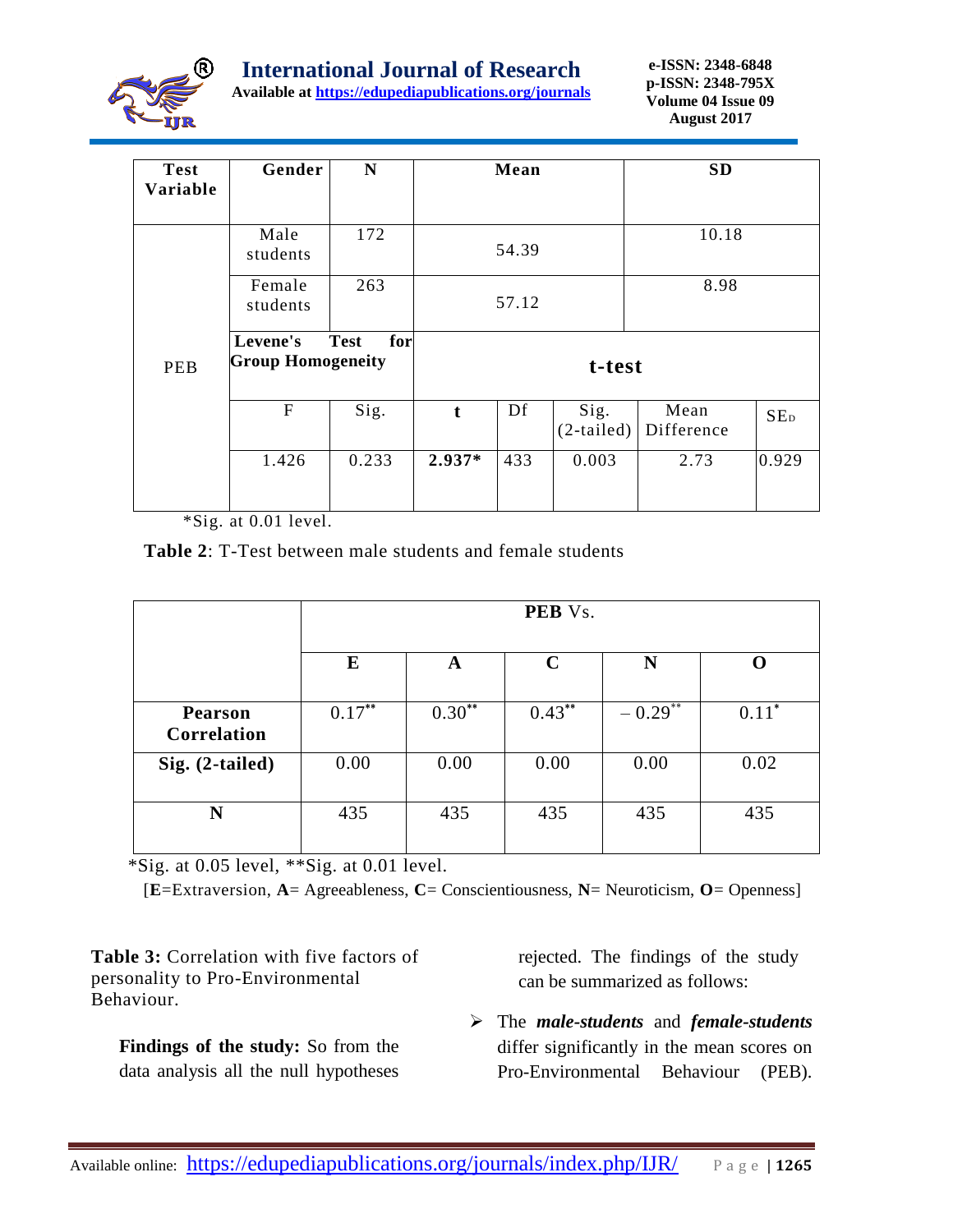| Test Variable | Gender | N | Mean | | SD | | |
|---|---|---|---|---|---|---|---|
| PEB | Male students | 172 | 54.39 | | 10.18 | | |
| | Female students | 263 | 57.12 | | 8.98 | | |
| | **Levene's Test for Group Homogeneity** | | **t-test** | | | | |
| | F | Sig. | **t** | Df | Sig. (2-tailed) | Mean Difference | $SE_D$ |
| | 1.426 | 0.233 | **2.937*** | 433 | 0.003 | 2.73 | 0.929 |

*Sig. at 0.01 level.

**Table 2**: T-Test between male students and female students

| | **PEB** Vs. | | | | |
|---|---|---|---|---|---|
| | **E** | **A** | **C** | **N** | **O** |
| **Pearson Correlation** | $0.17^{**}$ | $0.30^{**}$ | $0.43^{**}$ | $-0.29^{**}$ | $0.11^{*}$ |
| **Sig. (2-tailed)** | 0.00 | 0.00 | 0.00 | 0.00 | 0.02 |
| **N** | 435 | 435 | 435 | 435 | 435 |

*Sig. at 0.05 level, **Sig. at 0.01 level.

[**E**=Extraversion, **A**= Agreeableness, **C**= Conscientiousness, **N**= Neuroticism, **O**= Openness]

**Table 3:** Correlation with five factors of personality to Pro-Environmental Behaviour.

**Findings of the study:** So from the data analysis all the null hypotheses rejected. The findings of the study can be summarized as follows:

- The ***male-students*** and ***female-students*** differ significantly in the mean scores on Pro-Environmental Behaviour (PEB).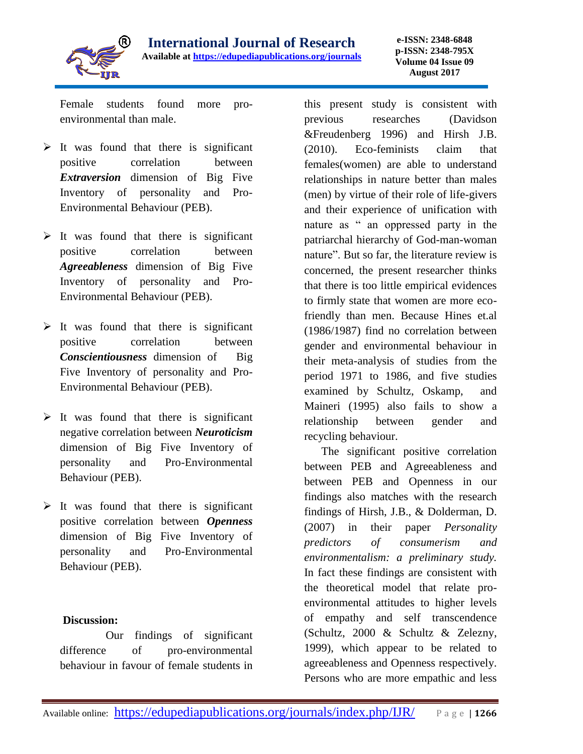Female students found more pro-environmental than male.

- It was found that there is significant positive correlation between ***Extraversion*** dimension of Big Five Inventory of personality and Pro-Environmental Behaviour (PEB).
- It was found that there is significant positive correlation between ***Agreeableness*** dimension of Big Five Inventory of personality and Pro-Environmental Behaviour (PEB).
- It was found that there is significant positive correlation between ***Conscientiousness*** dimension of Big Five Inventory of personality and Pro-Environmental Behaviour (PEB).
- It was found that there is significant negative correlation between ***Neuroticism*** dimension of Big Five Inventory of personality and Pro-Environmental Behaviour (PEB).
- It was found that there is significant positive correlation between ***Openness*** dimension of Big Five Inventory of personality and Pro-Environmental Behaviour (PEB).

**Discussion:**

Our findings of significant difference of pro-environmental behaviour in favour of female students in this present study is consistent with previous researches (Davidson &Freudenberg 1996) and Hirsh J.B. (2010). Eco-feminists claim that females(women) are able to understand relationships in nature better than males (men) by virtue of their role of life-givers and their experience of unification with nature as " an oppressed party in the patriarchal hierarchy of God-man-woman nature". But so far, the literature review is concerned, the present researcher thinks that there is too little empirical evidences to firmly state that women are more eco-friendly than men. Because Hines et.al (1986/1987) find no correlation between gender and environmental behaviour in their meta-analysis of studies from the period 1971 to 1986, and five studies examined by Schultz, Oskamp, and Maineri (1995) also fails to show a relationship between gender and recycling behaviour.

The significant positive correlation between PEB and Agreeableness and between PEB and Openness in our findings also matches with the research findings of Hirsh, J.B., & Dolderman, D. (2007) in their paper *Personality predictors of consumerism and environmentalism: a preliminary study.* In fact these findings are consistent with the theoretical model that relate pro-environmental attitudes to higher levels of empathy and self transcendence (Schultz, 2000 & Schultz & Zelezny, 1999), which appear to be related to agreeableness and Openness respectively. Persons who are more empathic and less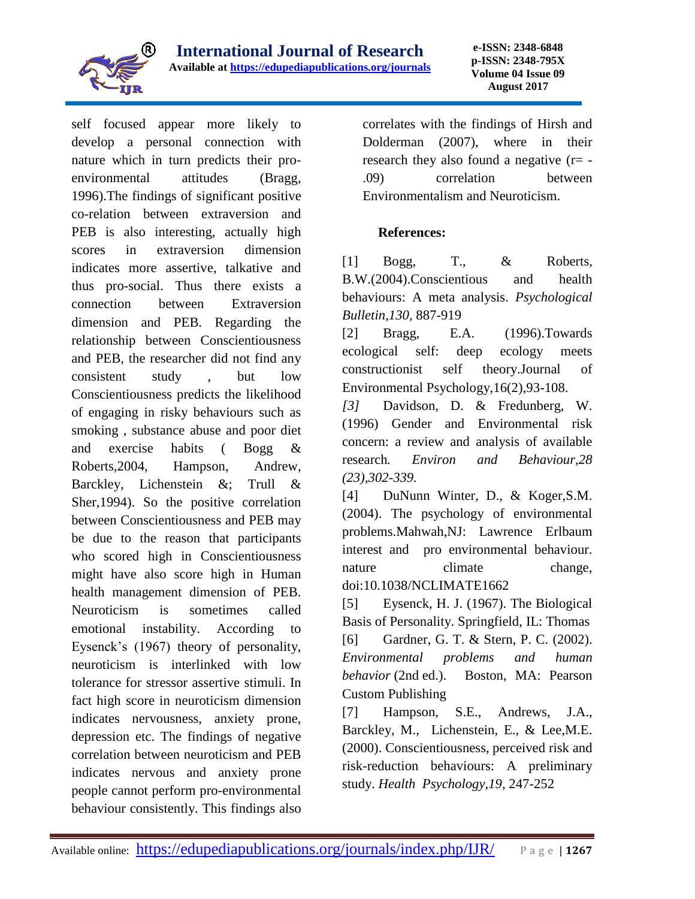self focused appear more likely to develop a personal connection with nature which in turn predicts their pro-environmental attitudes (Bragg, 1996).The findings of significant positive co-relation between extraversion and PEB is also interesting, actually high scores in extraversion dimension indicates more assertive, talkative and thus pro-social. Thus there exists a connection between Extraversion dimension and PEB. Regarding the relationship between Conscientiousness and PEB, the researcher did not find any consistent study , but low Conscientiousness predicts the likelihood of engaging in risky behaviours such as smoking , substance abuse and poor diet and exercise habits ( Bogg & Roberts,2004, Hampson, Andrew, Barckley, Lichenstein &; Trull & Sher,1994). So the positive correlation between Conscientiousness and PEB may be due to the reason that participants who scored high in Conscientiousness might have also score high in Human health management dimension of PEB. Neuroticism is sometimes called emotional instability. According to Eysenck's (1967) theory of personality, neuroticism is interlinked with low tolerance for stressor assertive stimuli. In fact high score in neuroticism dimension indicates nervousness, anxiety prone, depression etc. The findings of negative correlation between neuroticism and PEB indicates nervous and anxiety prone people cannot perform pro-environmental behaviour consistently. This findings also correlates with the findings of Hirsh and Dolderman (2007), where in their research they also found a negative (r= -.09) correlation between Environmentalism and Neuroticism.

**References:**

[1] Bogg, T., & Roberts, B.W.(2004).Conscientious and health behaviours: A meta analysis. *Psychological Bulletin,130*, 887-919

[2] Bragg, E.A. (1996).Towards ecological self: deep ecology meets constructionist self theory.Journal of Environmental Psychology,16(2),93-108.

*[3]* Davidson, D. & Fredunberg, W. (1996) Gender and Environmental risk concern: a review and analysis of available research*. Environ and Behaviour,28 (23),302-339.*

[4] DuNunn Winter, D., & Koger,S.M. (2004). The psychology of environmental problems.Mahwah,NJ: Lawrence Erlbaum interest and pro environmental behaviour. nature climate change, doi:10.1038/NCLIMATE1662

[5] Eysenck, H. J. (1967). The Biological Basis of Personality. Springfield, IL: Thomas

[6] Gardner, G. T. & Stern, P. C. (2002). *Environmental problems and human behavior* (2nd ed.). Boston, MA: Pearson Custom Publishing

[7] Hampson, S.E., Andrews, J.A., Barckley, M., Lichenstein, E., & Lee,M.E. (2000). Conscientiousness, perceived risk and risk-reduction behaviours: A preliminary study. *Health Psychology,19*, 247-252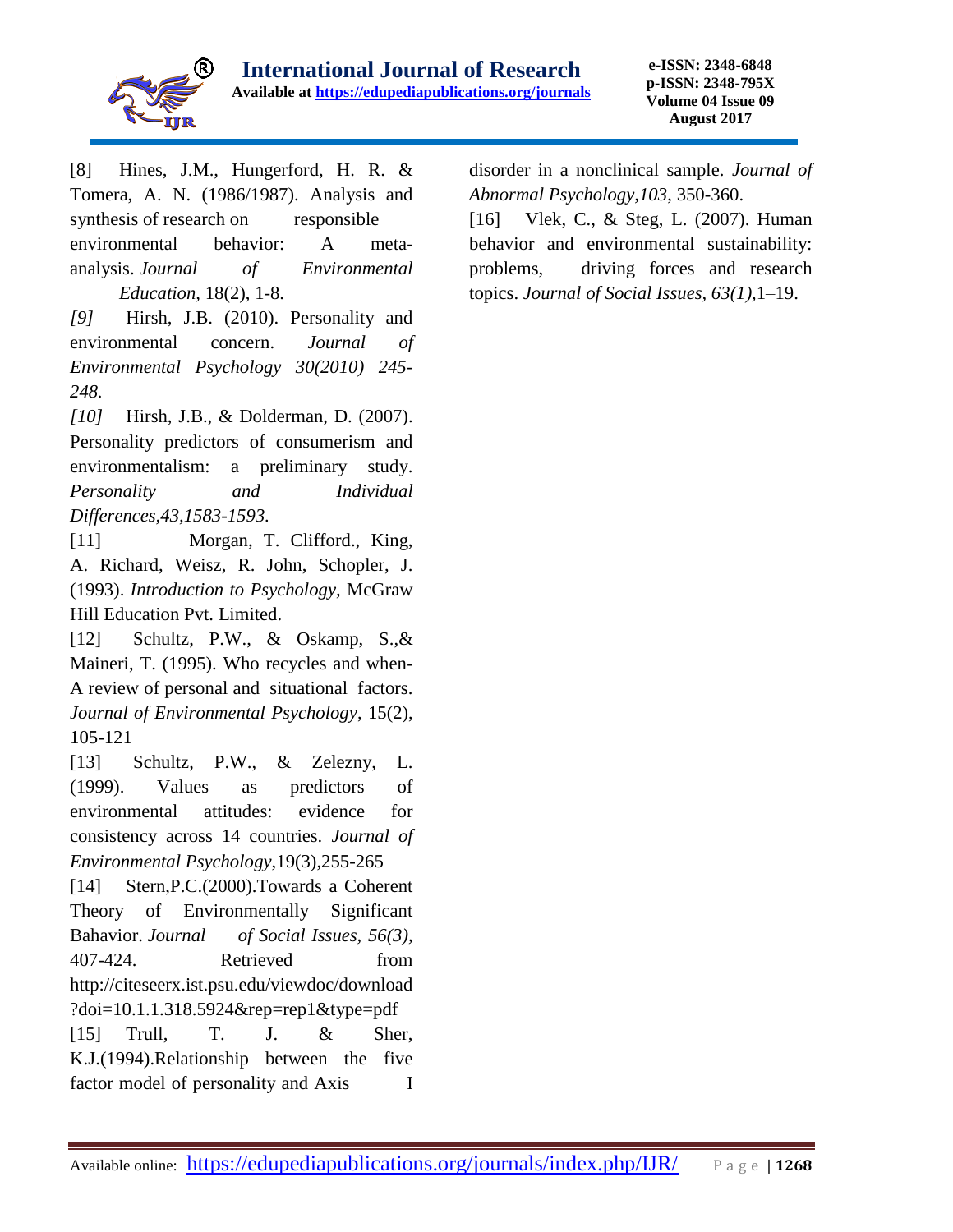[8] Hines, J.M., Hungerford, H. R. & Tomera, A. N. (1986/1987). Analysis and synthesis of research on responsible environmental behavior: A meta-analysis. *Journal of Environmental Education*, 18(2), 1-8.

*[9]* Hirsh, J.B. (2010). Personality and environmental concern. *Journal of Environmental Psychology 30(2010) 245-248.*

*[10]* Hirsh, J.B., & Dolderman, D. (2007). Personality predictors of consumerism and environmentalism: a preliminary study. *Personality and Individual Differences,43,1583-1593.*

[11] Morgan, T. Clifford., King, A. Richard, Weisz, R. John, Schopler, J. (1993). *Introduction to Psychology,* McGraw Hill Education Pvt. Limited.

[12] Schultz, P.W., & Oskamp, S.,& Maineri, T. (1995). Who recycles and when- A review of personal and situational factors. *Journal of Environmental Psychology*, 15(2), 105-121

[13] Schultz, P.W., & Zelezny, L. (1999). Values as predictors of environmental attitudes: evidence for consistency across 14 countries. *Journal of Environmental Psychology*,19(3),255-265

[14] Stern,P.C.(2000).Towards a Coherent Theory of Environmentally Significant Bahavior. *Journal of Social Issues*, *56(3)*, 407-424. Retrieved from http://citeseerx.ist.psu.edu/viewdoc/download?doi=10.1.1.318.5924&rep=rep1&type=pdf

[15] Trull, T. J. & Sher, K.J.(1994).Relationship between the five factor model of personality and Axis I disorder in a nonclinical sample. *Journal of Abnormal Psychology,103*, 350-360.

[16] Vlek, C., & Steg, L. (2007). Human behavior and environmental sustainability: problems, driving forces and research topics. *Journal of Social Issues, 63(1),*1–19.